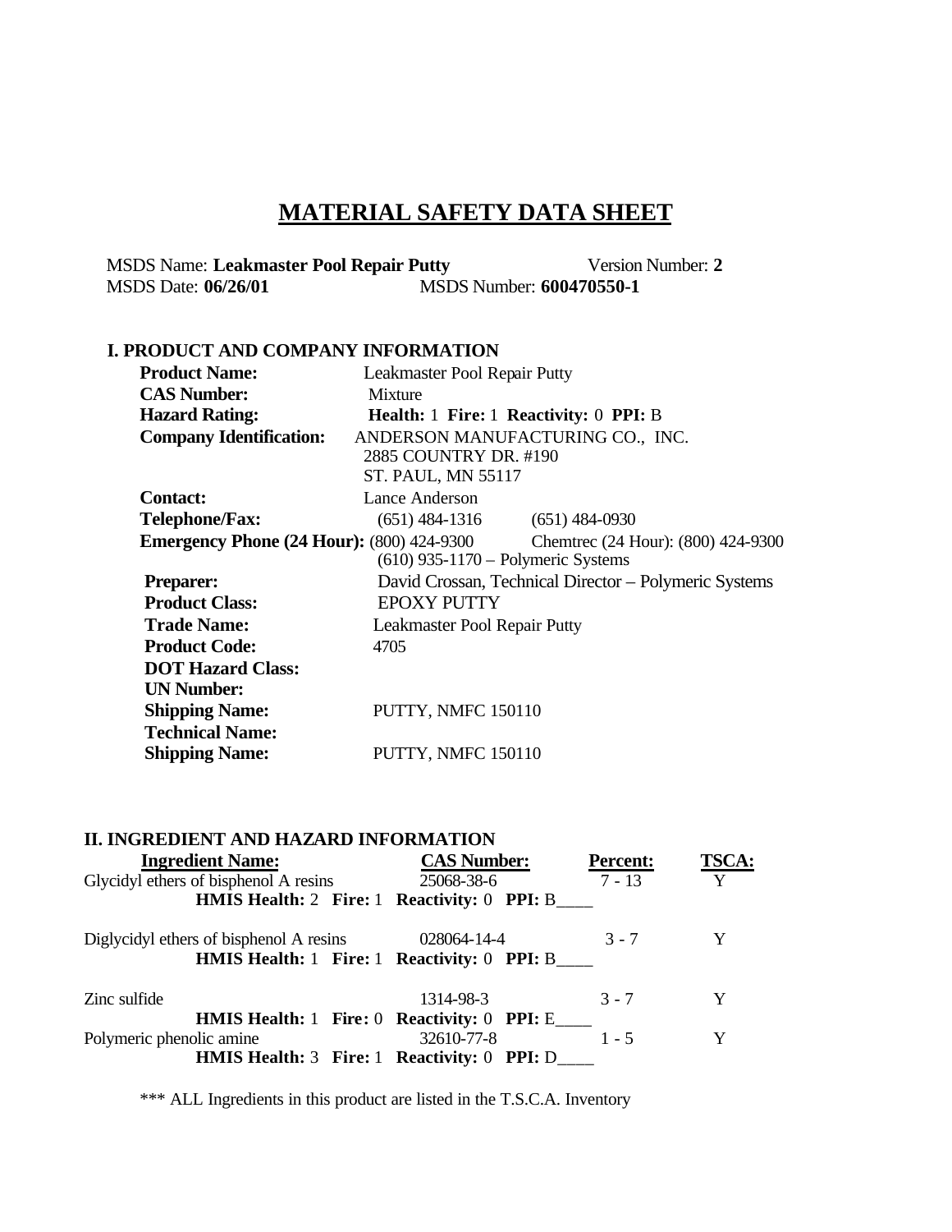# MATERIAL SAFETY DATA SHEET

MSDS Name: **Leakmaster Pool Repair Putty** Version Number: **2**
MSDS Date: **06/26/01** MSDS Number: **600470550-1**

## I. PRODUCT AND COMPANY INFORMATION

| | |
|---|---|
| **Product Name:** | Leakmaster Pool Repair Putty |
| **CAS Number:** | Mixture |
| **Hazard Rating:** | **Health:** 1 **Fire:** 1 **Reactivity:** 0 **PPI:** B |
| **Company Identification:** | ANDERSON MANUFACTURING CO., INC.<br>2885 COUNTRY DR. #190<br>ST. PAUL, MN 55117 |
| **Contact:** | Lance Anderson |
| **Telephone/Fax:** | (651) 484-1316 (651) 484-0930 |
| **Emergency Phone (24 Hour):** | (800) 424-9300 Chemtrec (24 Hour): (800) 424-9300<br>(610) 935-1170 – Polymeric Systems |
| **Preparer:** | David Crossan, Technical Director – Polymeric Systems |
| **Product Class:** | EPOXY PUTTY |
| **Trade Name:** | Leakmaster Pool Repair Putty |
| **Product Code:** | 4705 |
| **DOT Hazard Class:** | |
| **UN Number:** | |
| **Shipping Name:** | PUTTY, NMFC 150110 |
| **Technical Name:** | |
| **Shipping Name:** | PUTTY, NMFC 150110 |

## II. INGREDIENT AND HAZARD INFORMATION

| Ingredient Name: | CAS Number: | Percent: | TSCA: |
|---|---|---|---|
| Glycidyl ethers of bisphenol A resins | 25068-38-6 | 7 - 13 | Y |
| **HMIS Health:** 2 **Fire:** 1 **Reactivity:** 0 **PPI:** B____ | | | |
| Diglycidyl ethers of bisphenol A resins | 028064-14-4 | 3 - 7 | Y |
| **HMIS Health:** 1 **Fire:** 1 **Reactivity:** 0 **PPI:** B____ | | | |
| Zinc sulfide | 1314-98-3 | 3 - 7 | Y |
| **HMIS Health:** 1 **Fire:** 0 **Reactivity:** 0 **PPI:** E____ | | | |
| Polymeric phenolic amine | 32610-77-8 | 1 - 5 | Y |
| **HMIS Health:** 3 **Fire:** 1 **Reactivity:** 0 **PPI:** D____ | | | |

*** ALL Ingredients in this product are listed in the T.S.C.A. Inventory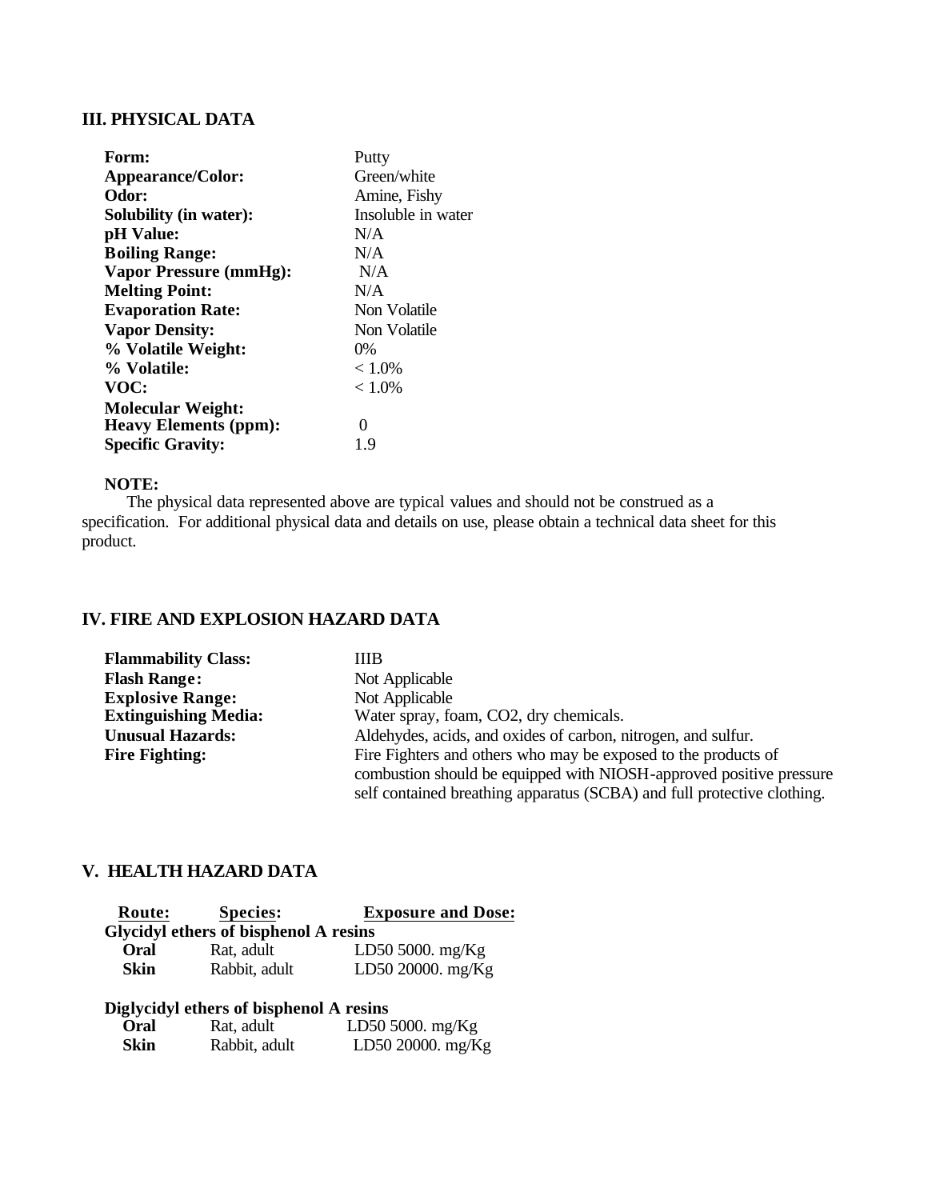## III. PHYSICAL DATA

| | |
|---|---|
| **Form:** | Putty |
| **Appearance/Color:** | Green/white |
| **Odor:** | Amine, Fishy |
| **Solubility (in water):** | Insoluble in water |
| **pH Value:** | N/A |
| **Boiling Range:** | N/A |
| **Vapor Pressure (mmHg):** | N/A |
| **Melting Point:** | N/A |
| **Evaporation Rate:** | Non Volatile |
| **Vapor Density:** | Non Volatile |
| **% Volatile Weight:** | 0% |
| **% Volatile:** | < 1.0% |
| **VOC:** | < 1.0% |
| **Molecular Weight:** | |
| **Heavy Elements (ppm):** | 0 |
| **Specific Gravity:** | 1.9 |

**NOTE:**

The physical data represented above are typical values and should not be construed as a specification. For additional physical data and details on use, please obtain a technical data sheet for this product.

## IV. FIRE AND EXPLOSION HAZARD DATA

| | |
|---|---|
| **Flammability Class:** | IIIB |
| **Flash Range:** | Not Applicable |
| **Explosive Range:** | Not Applicable |
| **Extinguishing Media:** | Water spray, foam, $CO_2$, dry chemicals. |
| **Unusual Hazards:** | Aldehydes, acids, and oxides of carbon, nitrogen, and sulfur. |
| **Fire Fighting:** | Fire Fighters and others who may be exposed to the products of combustion should be equipped with NIOSH-approved positive pressure self contained breathing apparatus (SCBA) and full protective clothing. |

## V. HEALTH HAZARD DATA

| Route: | Species: | Exposure and Dose: |
|---|---|---|
| **Glycidyl ethers of bisphenol A resins** | | |
| **Oral** | Rat, adult | LD50 5000. mg/Kg |
| **Skin** | Rabbit, adult | LD50 20000. mg/Kg |
| **Diglycidyl ethers of bisphenol A resins** | | |
| **Oral** | Rat, adult | LD50 5000. mg/Kg |
| **Skin** | Rabbit, adult | LD50 20000. mg/Kg |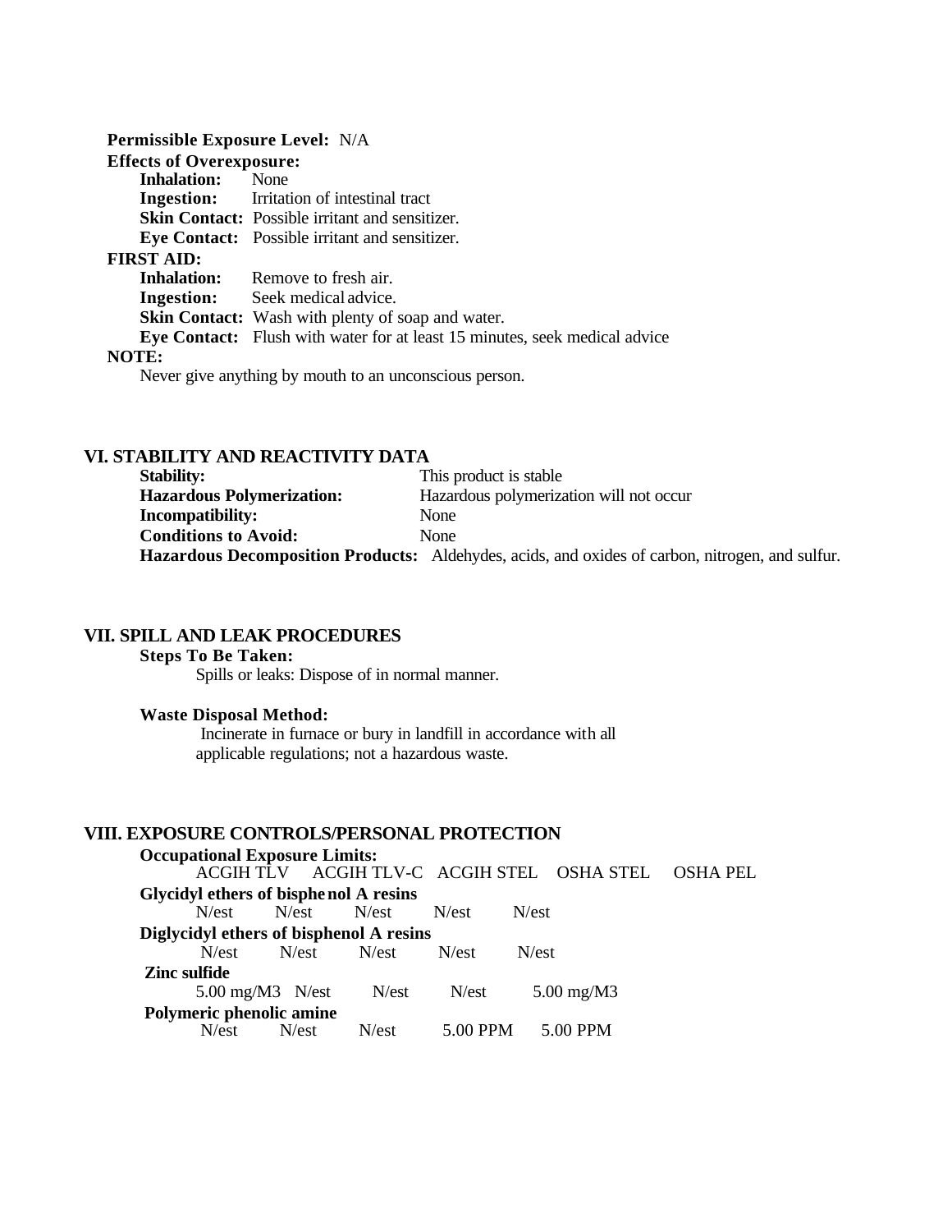**Permissible Exposure Level:** N/A

**Effects of Overexposure:**

- **Inhalation:** None
- **Ingestion:** Irritation of intestinal tract
- **Skin Contact:** Possible irritant and sensitizer.
- **Eye Contact:** Possible irritant and sensitizer.

**FIRST AID:**

- **Inhalation:** Remove to fresh air.
- **Ingestion:** Seek medical advice.
- **Skin Contact:** Wash with plenty of soap and water.
- **Eye Contact:** Flush with water for at least 15 minutes, seek medical advice

**NOTE:**

Never give anything by mouth to an unconscious person.

## VI. STABILITY AND REACTIVITY DATA

- **Stability:** This product is stable
- **Hazardous Polymerization:** Hazardous polymerization will not occur
- **Incompatibility:** None
- **Conditions to Avoid:** None
- **Hazardous Decomposition Products:** Aldehydes, acids, and oxides of carbon, nitrogen, and sulfur.

## VII. SPILL AND LEAK PROCEDURES

**Steps To Be Taken:**

Spills or leaks: Dispose of in normal manner.

**Waste Disposal Method:**

Incinerate in furnace or bury in landfill in accordance with all applicable regulations; not a hazardous waste.

## VIII. EXPOSURE CONTROLS/PERSONAL PROTECTION

**Occupational Exposure Limits:**

| | ACGIH TLV | ACGIH TLV-C | ACGIH STEL | OSHA STEL | OSHA PEL |
|---|---|---|---|---|---|
| **Glycidyl ethers of bisphenol A resins** | N/est | N/est | N/est | N/est | N/est |
| **Diglycidyl ethers of bisphenol A resins** | N/est | N/est | N/est | N/est | N/est |
| **Zinc sulfide** | 5.00 mg/M3 | N/est | N/est | N/est | 5.00 mg/M3 |
| **Polymeric phenolic amine** | N/est | N/est | N/est | 5.00 PPM | 5.00 PPM |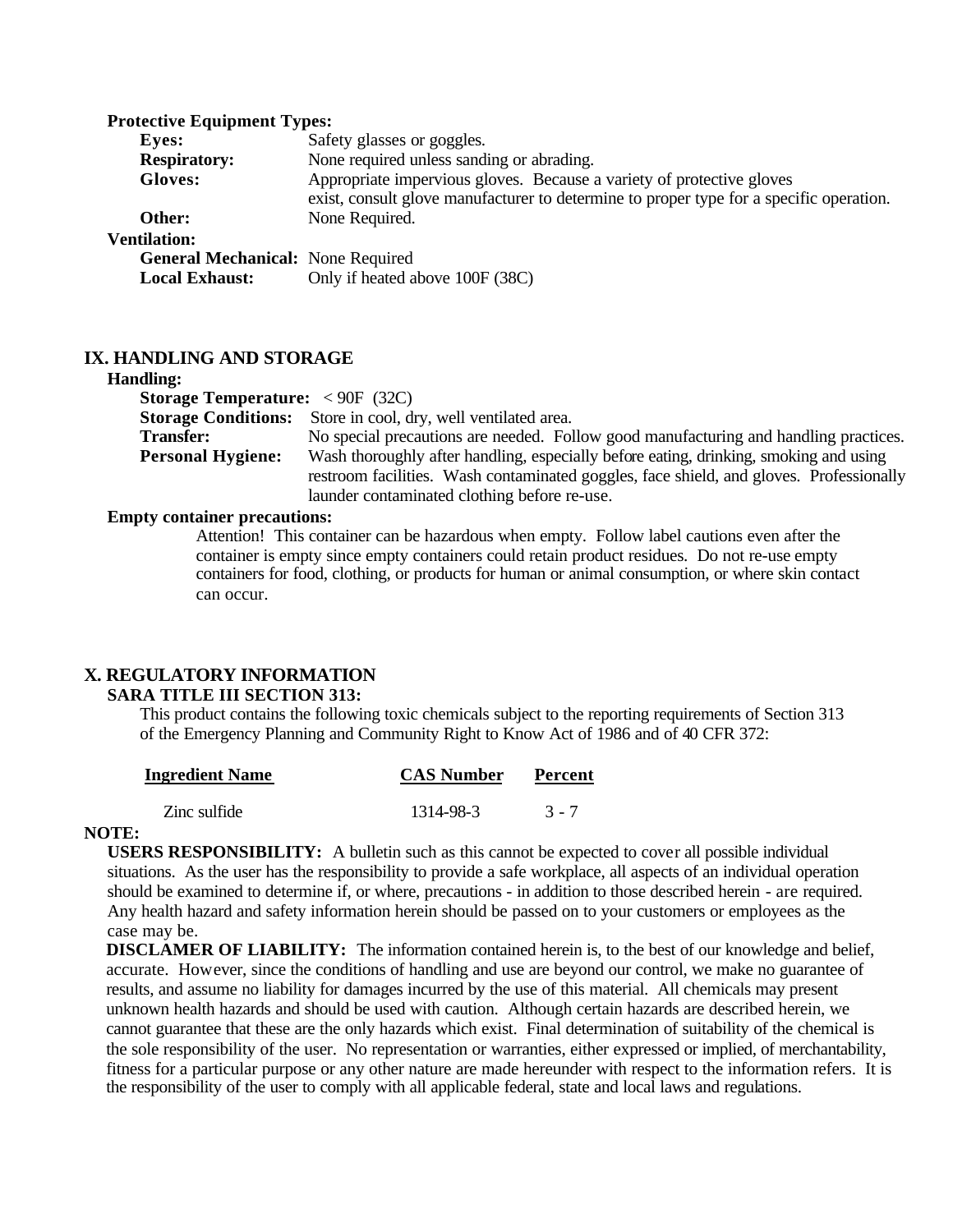**Protective Equipment Types:**

**Eyes:** Safety glasses or goggles.

**Respiratory:** None required unless sanding or abrading.

**Gloves:** Appropriate impervious gloves. Because a variety of protective gloves exist, consult glove manufacturer to determine to proper type for a specific operation.

**Other:** None Required.

**Ventilation:**

**General Mechanical:** None Required

**Local Exhaust:** Only if heated above 100F (38C)

## IX. HANDLING AND STORAGE

**Handling:**

**Storage Temperature:** < 90F (32C)

**Storage Conditions:** Store in cool, dry, well ventilated area.

**Transfer:** No special precautions are needed. Follow good manufacturing and handling practices.

**Personal Hygiene:** Wash thoroughly after handling, especially before eating, drinking, smoking and using restroom facilities. Wash contaminated goggles, face shield, and gloves. Professionally launder contaminated clothing before re-use.

**Empty container precautions:**

Attention! This container can be hazardous when empty. Follow label cautions even after the container is empty since empty containers could retain product residues. Do not re-use empty containers for food, clothing, or products for human or animal consumption, or where skin contact can occur.

## X. REGULATORY INFORMATION

**SARA TITLE III SECTION 313:**

This product contains the following toxic chemicals subject to the reporting requirements of Section 313 of the Emergency Planning and Community Right to Know Act of 1986 and of 40 CFR 372:

| Ingredient Name | CAS Number | Percent |
|---|---|---|
| Zinc sulfide | 1314-98-3 | 3 - 7 |

**NOTE:**

**USERS RESPONSIBILITY:** A bulletin such as this cannot be expected to cover all possible individual situations. As the user has the responsibility to provide a safe workplace, all aspects of an individual operation should be examined to determine if, or where, precautions - in addition to those described herein - are required. Any health hazard and safety information herein should be passed on to your customers or employees as the case may be.

**DISCLAMER OF LIABILITY:** The information contained herein is, to the best of our knowledge and belief, accurate. However, since the conditions of handling and use are beyond our control, we make no guarantee of results, and assume no liability for damages incurred by the use of this material. All chemicals may present unknown health hazards and should be used with caution. Although certain hazards are described herein, we cannot guarantee that these are the only hazards which exist. Final determination of suitability of the chemical is the sole responsibility of the user. No representation or warranties, either expressed or implied, of merchantability, fitness for a particular purpose or any other nature are made hereunder with respect to the information refers. It is the responsibility of the user to comply with all applicable federal, state and local laws and regulations.